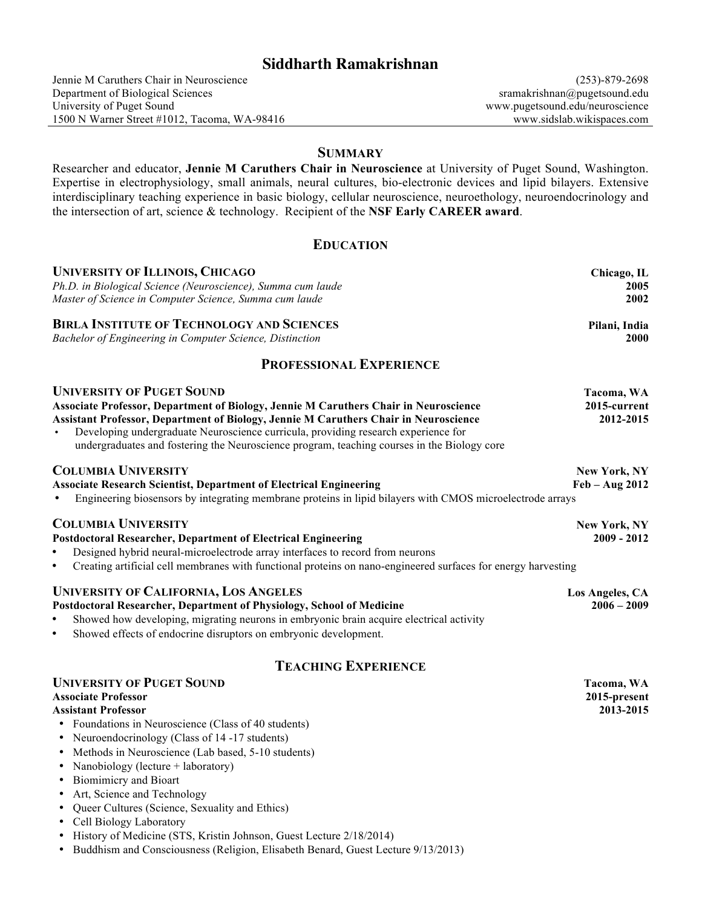# Siddharth Ramakrishnan

Jennie M Caruthers Chair in Neuroscience
Department of Biological Sciences
University of Puget Sound
1500 N Warner Street #1012, Tacoma, WA-98416

(253)-879-2698
sramakrishnan@pugetsound.edu
www.pugetsound.edu/neuroscience
www.sidslab.wikispaces.com

## Summary

Researcher and educator, **Jennie M Caruthers Chair in Neuroscience** at University of Puget Sound, Washington. Expertise in electrophysiology, small animals, neural cultures, bio-electronic devices and lipid bilayers. Extensive interdisciplinary teaching experience in basic biology, cellular neuroscience, neuroethology, neuroendocrinology and the intersection of art, science & technology. Recipient of the **NSF Early CAREER award**.

## Education

**University of Illinois, Chicago** — **Chicago, IL**
*Ph.D. in Biological Science (Neuroscience), Summa cum laude* — **2005**
*Master of Science in Computer Science, Summa cum laude* — **2002**

**Birla Institute of Technology and Sciences** — **Pilani, India**
*Bachelor of Engineering in Computer Science, Distinction* — **2000**

## Professional Experience

**University of Puget Sound** — **Tacoma, WA**
**Associate Professor, Department of Biology, Jennie M Caruthers Chair in Neuroscience** — **2015-current**
**Assistant Professor, Department of Biology, Jennie M Caruthers Chair in Neuroscience** — **2012-2015**

- Developing undergraduate Neuroscience curricula, providing research experience for undergraduates and fostering the Neuroscience program, teaching courses in the Biology core

**Columbia University** — **New York, NY**
**Associate Research Scientist, Department of Electrical Engineering** — **Feb – Aug 2012**

- Engineering biosensors by integrating membrane proteins in lipid bilayers with CMOS microelectrode arrays

**Columbia University** — **New York, NY**
**Postdoctoral Researcher, Department of Electrical Engineering** — **2009 - 2012**

- Designed hybrid neural-microelectrode array interfaces to record from neurons
- Creating artificial cell membranes with functional proteins on nano-engineered surfaces for energy harvesting

**University of California, Los Angeles** — **Los Angeles, CA**
**Postdoctoral Researcher, Department of Physiology, School of Medicine** — **2006 – 2009**

- Showed how developing, migrating neurons in embryonic brain acquire electrical activity
- Showed effects of endocrine disruptors on embryonic development.

## Teaching Experience

**University of Puget Sound** — **Tacoma, WA**
**Associate Professor** — **2015-present**
**Assistant Professor** — **2013-2015**

- Foundations in Neuroscience (Class of 40 students)
- Neuroendocrinology (Class of 14 -17 students)
- Methods in Neuroscience (Lab based, 5-10 students)
- Nanobiology (lecture + laboratory)
- Biomimicry and Bioart
- Art, Science and Technology
- Queer Cultures (Science, Sexuality and Ethics)
- Cell Biology Laboratory
- History of Medicine (STS, Kristin Johnson, Guest Lecture 2/18/2014)
- Buddhism and Consciousness (Religion, Elisabeth Benard, Guest Lecture 9/13/2013)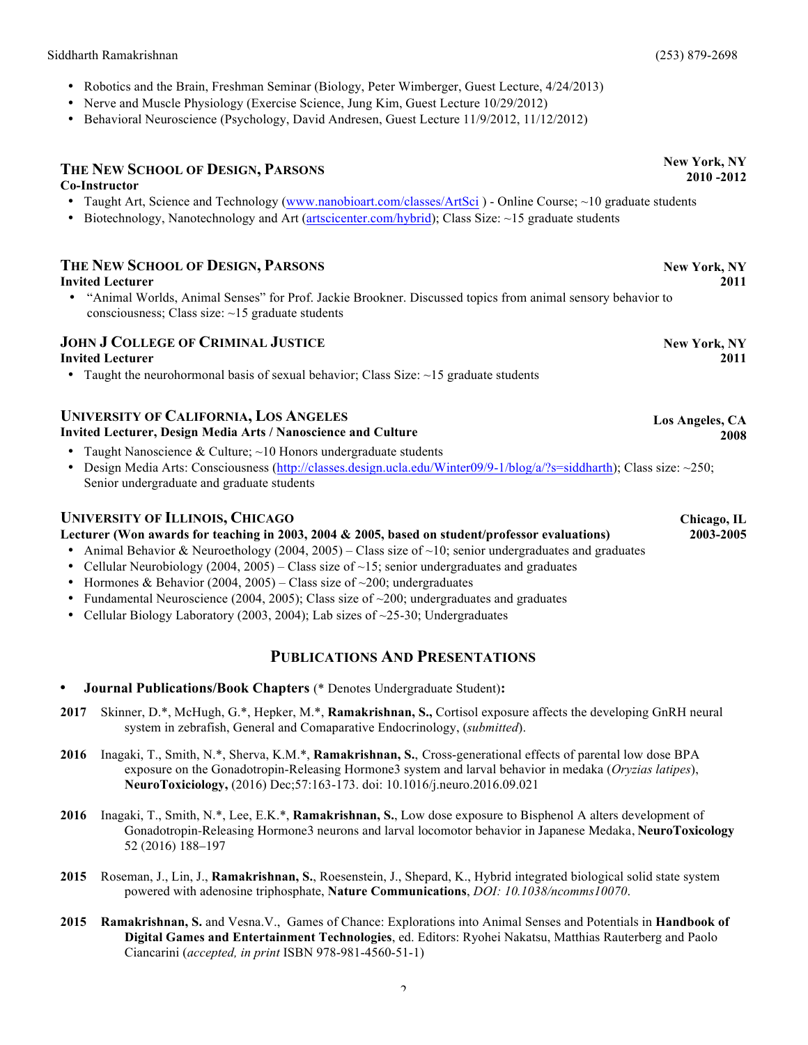- Robotics and the Brain, Freshman Seminar (Biology, Peter Wimberger, Guest Lecture, 4/24/2013)
- Nerve and Muscle Physiology (Exercise Science, Jung Kim, Guest Lecture 10/29/2012)
- Behavioral Neuroscience (Psychology, David Andresen, Guest Lecture 11/9/2012, 11/12/2012)

### THE NEW SCHOOL OF DESIGN, PARSONS — New York, NY, 2010 -2012

**Co-Instructor**

- Taught Art, Science and Technology ([www.nanobioart.com/classes/ArtSci](www.nanobioart.com/classes/ArtSci) ) - Online Course; ~10 graduate students
- Biotechnology, Nanotechnology and Art ([artscicenter.com/hybrid](artscicenter.com/hybrid)); Class Size: ~15 graduate students

### THE NEW SCHOOL OF DESIGN, PARSONS — New York, NY, 2011

**Invited Lecturer**

- "Animal Worlds, Animal Senses" for Prof. Jackie Brookner. Discussed topics from animal sensory behavior to consciousness; Class size: ~15 graduate students

### JOHN J COLLEGE OF CRIMINAL JUSTICE — New York, NY, 2011

**Invited Lecturer**

- Taught the neurohormonal basis of sexual behavior; Class Size: ~15 graduate students

### UNIVERSITY OF CALIFORNIA, LOS ANGELES — Los Angeles, CA, 2008

**Invited Lecturer, Design Media Arts / Nanoscience and Culture**

- Taught Nanoscience & Culture; ~10 Honors undergraduate students
- Design Media Arts: Consciousness ([http://classes.design.ucla.edu/Winter09/9-1/blog/a/?s=siddharth](http://classes.design.ucla.edu/Winter09/9-1/blog/a/?s=siddharth)); Class size: ~250; Senior undergraduate and graduate students

### UNIVERSITY OF ILLINOIS, CHICAGO — Chicago, IL, 2003-2005

**Lecturer (Won awards for teaching in 2003, 2004 & 2005, based on student/professor evaluations)**

- Animal Behavior & Neuroethology (2004, 2005) – Class size of ~10; senior undergraduates and graduates
- Cellular Neurobiology (2004, 2005) – Class size of ~15; senior undergraduates and graduates
- Hormones & Behavior (2004, 2005) – Class size of ~200; undergraduates
- Fundamental Neuroscience (2004, 2005); Class size of ~200; undergraduates and graduates
- Cellular Biology Laboratory (2003, 2004); Lab sizes of ~25-30; Undergraduates

## PUBLICATIONS AND PRESENTATIONS

- **Journal Publications/Book Chapters** (* Denotes Undergraduate Student)**:**

**2017** Skinner, D.*, McHugh, G.*, Hepker, M.*, **Ramakrishnan, S.,** Cortisol exposure affects the developing GnRH neural system in zebrafish, General and Comaparative Endocrinology, (*submitted*).

**2016** Inagaki, T., Smith, N.*, Sherva, K.M.*, **Ramakrishnan, S.**, Cross-generational effects of parental low dose BPA exposure on the Gonadotropin-Releasing Hormone3 system and larval behavior in medaka (*Oryzias latipes*), **NeuroToxiciology,** (2016) Dec;57:163-173. doi: 10.1016/j.neuro.2016.09.021

**2016** Inagaki, T., Smith, N.*, Lee, E.K.*, **Ramakrishnan, S.**, Low dose exposure to Bisphenol A alters development of Gonadotropin-Releasing Hormone3 neurons and larval locomotor behavior in Japanese Medaka, **NeuroToxicology** 52 (2016) 188–197

**2015** Roseman, J., Lin, J., **Ramakrishnan, S.**, Roesenstein, J., Shepard, K., Hybrid integrated biological solid state system powered with adenosine triphosphate, **Nature Communications**, *DOI: 10.1038/ncomms10070*.

**2015** **Ramakrishnan, S.** and Vesna.V., Games of Chance: Explorations into Animal Senses and Potentials in **Handbook of Digital Games and Entertainment Technologies**, ed. Editors: Ryohei Nakatsu, Matthias Rauterberg and Paolo Ciancarini (*accepted, in print* ISBN 978-981-4560-51-1)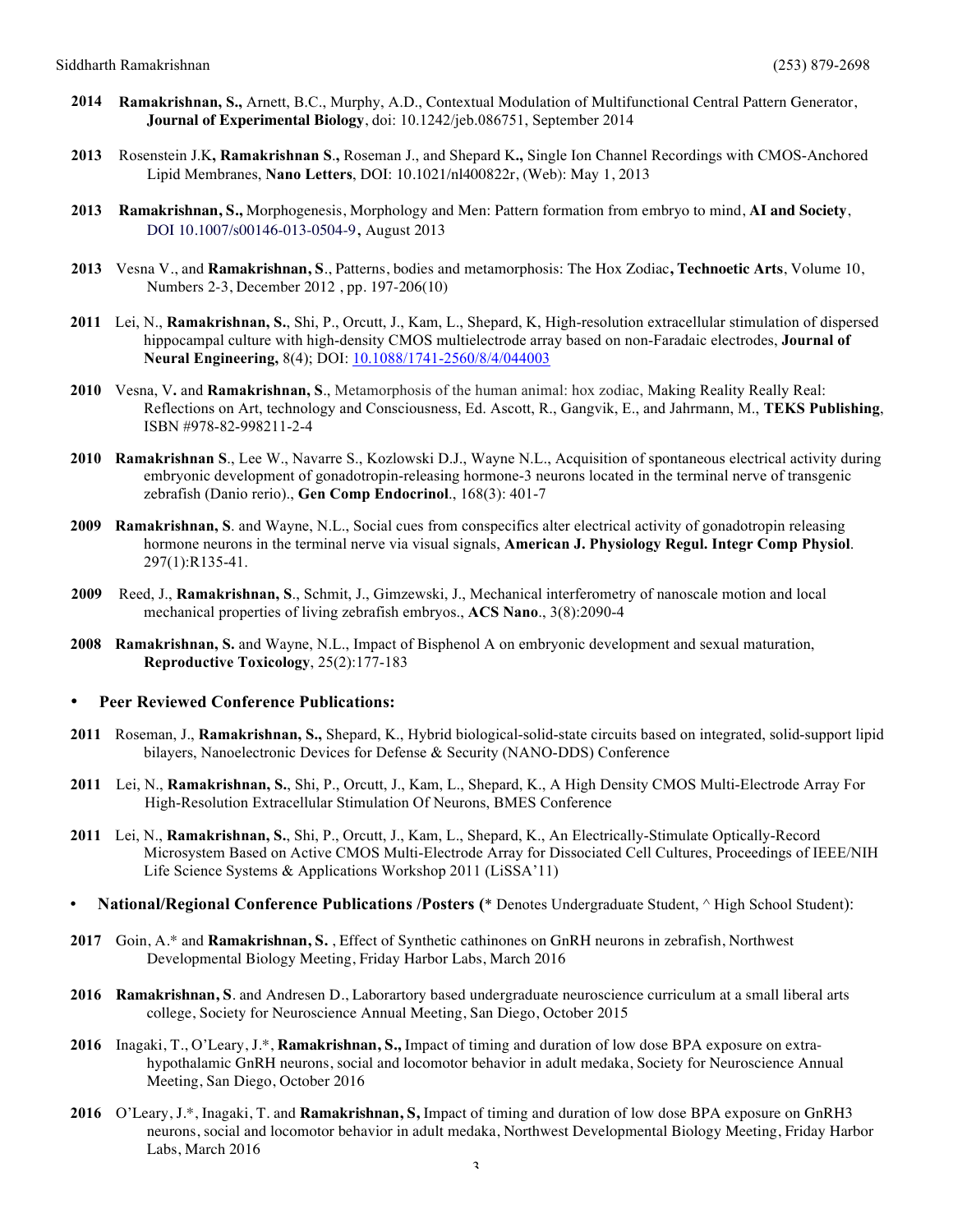**2014** **Ramakrishnan, S.,** Arnett, B.C., Murphy, A.D., Contextual Modulation of Multifunctional Central Pattern Generator, **Journal of Experimental Biology**, doi: 10.1242/jeb.086751, September 2014

**2013** Rosenstein J.K**, Ramakrishnan S.,** Roseman J., and Shepard K**.,** Single Ion Channel Recordings with CMOS-Anchored Lipid Membranes, **Nano Letters**, DOI: 10.1021/nl400822r, (Web): May 1, 2013

**2013** **Ramakrishnan, S.,** Morphogenesis, Morphology and Men: Pattern formation from embryo to mind, **AI and Society**, DOI 10.1007/s00146-013-0504-9, August 2013

**2013** Vesna V., and **Ramakrishnan, S**., Patterns, bodies and metamorphosis: The Hox Zodiac**, Technoetic Arts**, Volume 10, Numbers 2-3, December 2012 , pp. 197-206(10)

**2011** Lei, N., **Ramakrishnan, S.**, Shi, P., Orcutt, J., Kam, L., Shepard, K, High-resolution extracellular stimulation of dispersed hippocampal culture with high-density CMOS multielectrode array based on non-Faradaic electrodes, **Journal of Neural Engineering,** 8(4); DOI: 10.1088/1741-2560/8/4/044003

**2010** Vesna, V**.** and **Ramakrishnan, S**., Metamorphosis of the human animal: hox zodiac, Making Reality Really Real: Reflections on Art, technology and Consciousness, Ed. Ascott, R., Gangvik, E., and Jahrmann, M., **TEKS Publishing**, ISBN #978-82-998211-2-4

**2010** **Ramakrishnan S**., Lee W., Navarre S., Kozlowski D.J., Wayne N.L., Acquisition of spontaneous electrical activity during embryonic development of gonadotropin-releasing hormone-3 neurons located in the terminal nerve of transgenic zebrafish (Danio rerio)., **Gen Comp Endocrinol**., 168(3): 401-7

**2009** **Ramakrishnan, S**. and Wayne, N.L., Social cues from conspecifics alter electrical activity of gonadotropin releasing hormone neurons in the terminal nerve via visual signals, **American J. Physiology Regul. Integr Comp Physiol**. 297(1):R135-41.

**2009** Reed, J., **Ramakrishnan, S**., Schmit, J., Gimzewski, J., Mechanical interferometry of nanoscale motion and local mechanical properties of living zebrafish embryos., **ACS Nano**., 3(8):2090-4

**2008** **Ramakrishnan, S.** and Wayne, N.L., Impact of Bisphenol A on embryonic development and sexual maturation, **Reproductive Toxicology**, 25(2):177-183

- **Peer Reviewed Conference Publications:**

**2011** Roseman, J., **Ramakrishnan, S.,** Shepard, K., Hybrid biological-solid-state circuits based on integrated, solid-support lipid bilayers, Nanoelectronic Devices for Defense & Security (NANO-DDS) Conference

**2011** Lei, N., **Ramakrishnan, S.**, Shi, P., Orcutt, J., Kam, L., Shepard, K., A High Density CMOS Multi-Electrode Array For High-Resolution Extracellular Stimulation Of Neurons, BMES Conference

**2011** Lei, N., **Ramakrishnan, S.**, Shi, P., Orcutt, J., Kam, L., Shepard, K., An Electrically-Stimulate Optically-Record Microsystem Based on Active CMOS Multi-Electrode Array for Dissociated Cell Cultures, Proceedings of IEEE/NIH Life Science Systems & Applications Workshop 2011 (LiSSA'11)

- **National/Regional Conference Publications /Posters (**\* Denotes Undergraduate Student, ^ High School Student):

**2017** Goin, A.\* and **Ramakrishnan, S.** , Effect of Synthetic cathinones on GnRH neurons in zebrafish, Northwest Developmental Biology Meeting, Friday Harbor Labs, March 2016

**2016** **Ramakrishnan, S**. and Andresen D., Laborartory based undergraduate neuroscience curriculum at a small liberal arts college, Society for Neuroscience Annual Meeting, San Diego, October 2015

**2016** Inagaki, T., O'Leary, J.\*, **Ramakrishnan, S.,** Impact of timing and duration of low dose BPA exposure on extra-hypothalamic GnRH neurons, social and locomotor behavior in adult medaka, Society for Neuroscience Annual Meeting, San Diego, October 2016

**2016** O'Leary, J.\*, Inagaki, T. and **Ramakrishnan, S,** Impact of timing and duration of low dose BPA exposure on GnRH3 neurons, social and locomotor behavior in adult medaka, Northwest Developmental Biology Meeting, Friday Harbor Labs, March 2016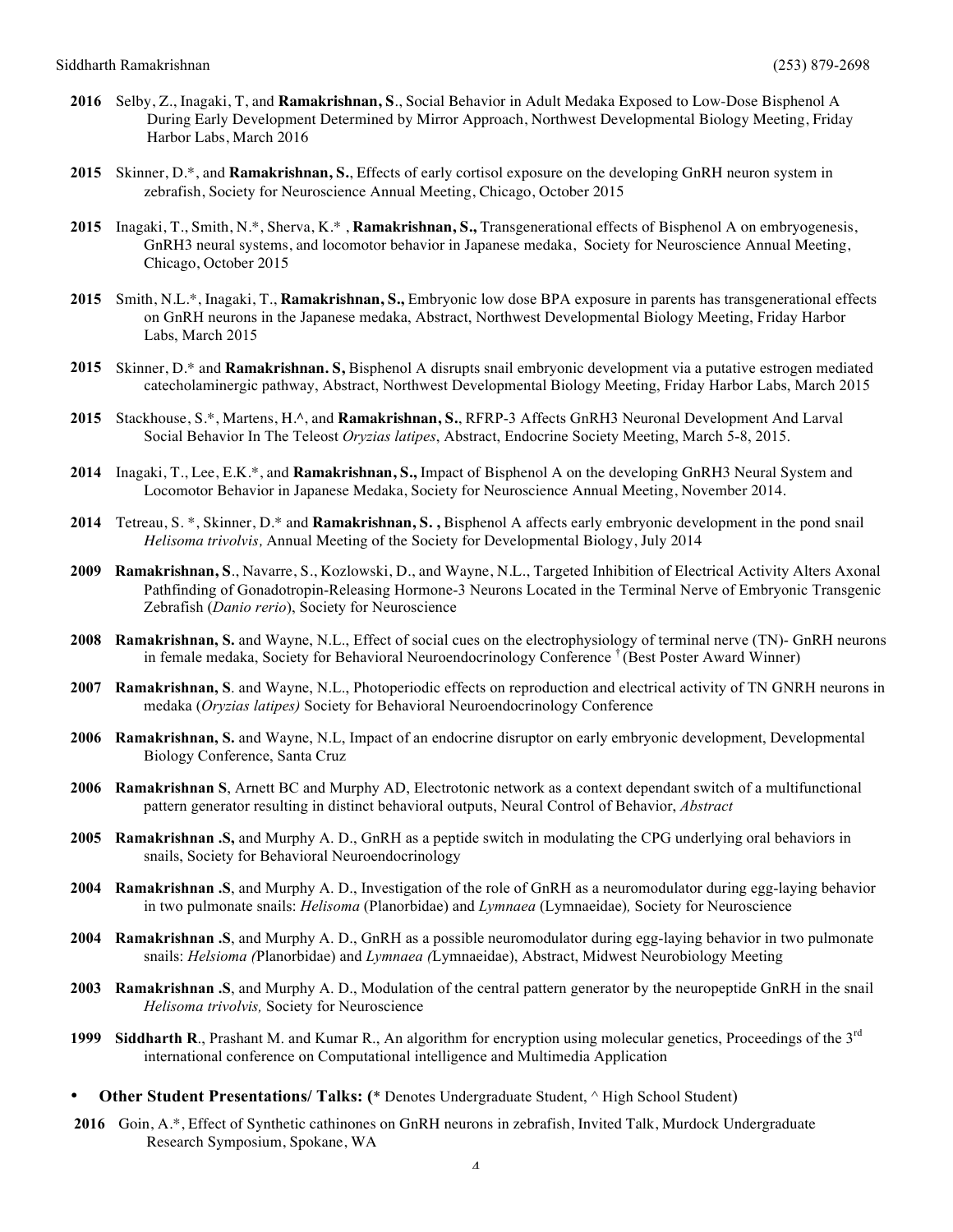**2016** Selby, Z., Inagaki, T, and **Ramakrishnan, S**., Social Behavior in Adult Medaka Exposed to Low-Dose Bisphenol A During Early Development Determined by Mirror Approach, Northwest Developmental Biology Meeting, Friday Harbor Labs, March 2016

**2015** Skinner, D.*, and **Ramakrishnan, S.**, Effects of early cortisol exposure on the developing GnRH neuron system in zebrafish, Society for Neuroscience Annual Meeting, Chicago, October 2015

**2015** Inagaki, T., Smith, N.*, Sherva, K.* , **Ramakrishnan, S.,** Transgenerational effects of Bisphenol A on embryogenesis, GnRH3 neural systems, and locomotor behavior in Japanese medaka, Society for Neuroscience Annual Meeting, Chicago, October 2015

**2015** Smith, N.L.*, Inagaki, T., **Ramakrishnan, S.,** Embryonic low dose BPA exposure in parents has transgenerational effects on GnRH neurons in the Japanese medaka, Abstract, Northwest Developmental Biology Meeting, Friday Harbor Labs, March 2015

**2015** Skinner, D.* and **Ramakrishnan. S,** Bisphenol A disrupts snail embryonic development via a putative estrogen mediated catecholaminergic pathway, Abstract, Northwest Developmental Biology Meeting, Friday Harbor Labs, March 2015

**2015** Stackhouse, S.*, Martens, H.^, and **Ramakrishnan, S.**, RFRP-3 Affects GnRH3 Neuronal Development And Larval Social Behavior In The Teleost *Oryzias latipes*, Abstract, Endocrine Society Meeting, March 5-8, 2015.

**2014** Inagaki, T., Lee, E.K.*, and **Ramakrishnan, S.,** Impact of Bisphenol A on the developing GnRH3 Neural System and Locomotor Behavior in Japanese Medaka, Society for Neuroscience Annual Meeting, November 2014.

**2014** Tetreau, S. *, Skinner, D.* and **Ramakrishnan, S. ,** Bisphenol A affects early embryonic development in the pond snail *Helisoma trivolvis,* Annual Meeting of the Society for Developmental Biology, July 2014

**2009** **Ramakrishnan, S**., Navarre, S., Kozlowski, D., and Wayne, N.L., Targeted Inhibition of Electrical Activity Alters Axonal Pathfinding of Gonadotropin-Releasing Hormone-3 Neurons Located in the Terminal Nerve of Embryonic Transgenic Zebrafish (*Danio rerio*), Society for Neuroscience

**2008** **Ramakrishnan, S.** and Wayne, N.L., Effect of social cues on the electrophysiology of terminal nerve (TN)- GnRH neurons in female medaka, Society for Behavioral Neuroendocrinology Conference † (Best Poster Award Winner)

**2007** **Ramakrishnan, S**. and Wayne, N.L., Photoperiodic effects on reproduction and electrical activity of TN GNRH neurons in medaka (*Oryzias latipes)* Society for Behavioral Neuroendocrinology Conference

**2006** **Ramakrishnan, S.** and Wayne, N.L, Impact of an endocrine disruptor on early embryonic development, Developmental Biology Conference, Santa Cruz

**2006** **Ramakrishnan S**, Arnett BC and Murphy AD, Electrotonic network as a context dependant switch of a multifunctional pattern generator resulting in distinct behavioral outputs, Neural Control of Behavior, *Abstract*

**2005** **Ramakrishnan .S,** and Murphy A. D., GnRH as a peptide switch in modulating the CPG underlying oral behaviors in snails, Society for Behavioral Neuroendocrinology

**2004** **Ramakrishnan .S**, and Murphy A. D., Investigation of the role of GnRH as a neuromodulator during egg-laying behavior in two pulmonate snails: *Helisoma* (Planorbidae) and *Lymnaea* (Lymnaeidae)*,* Society for Neuroscience

**2004** **Ramakrishnan .S**, and Murphy A. D., GnRH as a possible neuromodulator during egg-laying behavior in two pulmonate snails: *Helsioma (*Planorbidae) and *Lymnaea (*Lymnaeidae), Abstract, Midwest Neurobiology Meeting

**2003** **Ramakrishnan .S**, and Murphy A. D., Modulation of the central pattern generator by the neuropeptide GnRH in the snail *Helisoma trivolvis,* Society for Neuroscience

**1999** **Siddharth R**., Prashant M. and Kumar R., An algorithm for encryption using molecular genetics, Proceedings of the 3rd international conference on Computational intelligence and Multimedia Application

- **Other Student Presentations/ Talks: (**\* Denotes Undergraduate Student, ^ High School Student)

**2016** Goin, A.*, Effect of Synthetic cathinones on GnRH neurons in zebrafish, Invited Talk, Murdock Undergraduate Research Symposium, Spokane, WA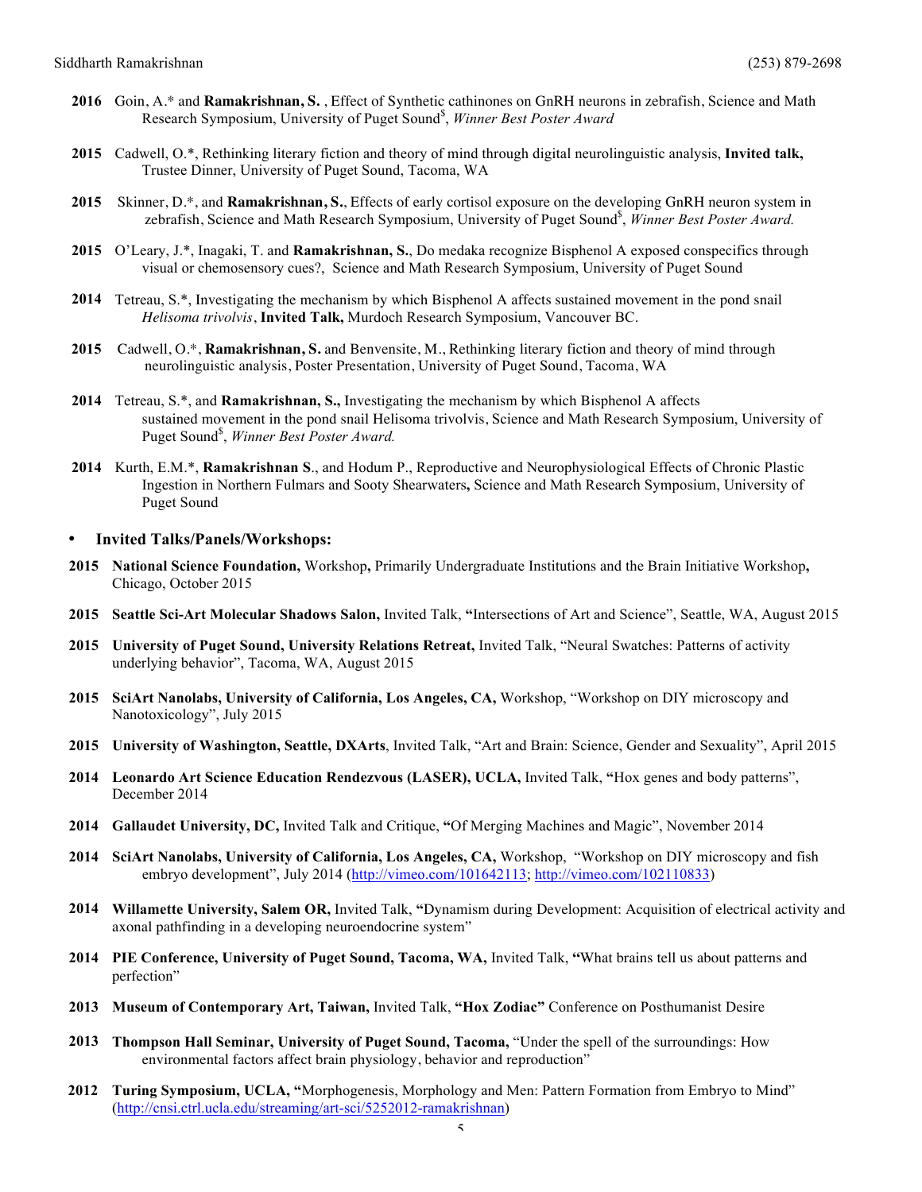**2016** Goin, A.* and **Ramakrishnan, S.** , Effect of Synthetic cathinones on GnRH neurons in zebrafish, Science and Math Research Symposium, University of Puget Sound$, *Winner Best Poster Award*

**2015** Cadwell, O.*, Rethinking literary fiction and theory of mind through digital neurolinguistic analysis, **Invited talk,** Trustee Dinner, University of Puget Sound, Tacoma, WA

**2015** Skinner, D.*, and **Ramakrishnan, S.**, Effects of early cortisol exposure on the developing GnRH neuron system in zebrafish, Science and Math Research Symposium, University of Puget Sound$, *Winner Best Poster Award.*

**2015** O'Leary, J.*, Inagaki, T. and **Ramakrishnan, S.**, Do medaka recognize Bisphenol A exposed conspecifics through visual or chemosensory cues?, Science and Math Research Symposium, University of Puget Sound

**2014** Tetreau, S.*, Investigating the mechanism by which Bisphenol A affects sustained movement in the pond snail *Helisoma trivolvis*, **Invited Talk,** Murdoch Research Symposium, Vancouver BC.

**2015** Cadwell, O.*, **Ramakrishnan, S.** and Benvensite, M., Rethinking literary fiction and theory of mind through neurolinguistic analysis, Poster Presentation, University of Puget Sound, Tacoma, WA

**2014** Tetreau, S.*, and **Ramakrishnan, S.,** Investigating the mechanism by which Bisphenol A affects sustained movement in the pond snail Helisoma trivolvis, Science and Math Research Symposium, University of Puget Sound$, *Winner Best Poster Award.*

**2014** Kurth, E.M.*, **Ramakrishnan S**., and Hodum P., Reproductive and Neurophysiological Effects of Chronic Plastic Ingestion in Northern Fulmars and Sooty Shearwaters**,** Science and Math Research Symposium, University of Puget Sound

- **Invited Talks/Panels/Workshops:**

**2015** **National Science Foundation,** Workshop**,** Primarily Undergraduate Institutions and the Brain Initiative Workshop**,** Chicago, October 2015

**2015** **Seattle Sci-Art Molecular Shadows Salon,** Invited Talk, **"**Intersections of Art and Science", Seattle, WA, August 2015

**2015** **University of Puget Sound, University Relations Retreat,** Invited Talk, "Neural Swatches: Patterns of activity underlying behavior", Tacoma, WA, August 2015

**2015** **SciArt Nanolabs, University of California, Los Angeles, CA,** Workshop, "Workshop on DIY microscopy and Nanotoxicology", July 2015

**2015** **University of Washington, Seattle, DXArts**, Invited Talk, "Art and Brain: Science, Gender and Sexuality", April 2015

**2014** **Leonardo Art Science Education Rendezvous (LASER), UCLA,** Invited Talk, **"**Hox genes and body patterns", December 2014

**2014** **Gallaudet University, DC,** Invited Talk and Critique, **"**Of Merging Machines and Magic", November 2014

**2014** **SciArt Nanolabs, University of California, Los Angeles, CA,** Workshop, "Workshop on DIY microscopy and fish embryo development", July 2014 (http://vimeo.com/101642113; http://vimeo.com/102110833)

**2014** **Willamette University, Salem OR,** Invited Talk, **"**Dynamism during Development: Acquisition of electrical activity and axonal pathfinding in a developing neuroendocrine system"

**2014** **PIE Conference, University of Puget Sound, Tacoma, WA,** Invited Talk, **"**What brains tell us about patterns and perfection"

**2013** **Museum of Contemporary Art, Taiwan,** Invited Talk, **"Hox Zodiac"** Conference on Posthumanist Desire

**2013** **Thompson Hall Seminar, University of Puget Sound, Tacoma,** "Under the spell of the surroundings: How environmental factors affect brain physiology, behavior and reproduction"

**2012** **Turing Symposium, UCLA, "**Morphogenesis, Morphology and Men: Pattern Formation from Embryo to Mind" (http://cnsi.ctrl.ucla.edu/streaming/art-sci/5252012-ramakrishnan)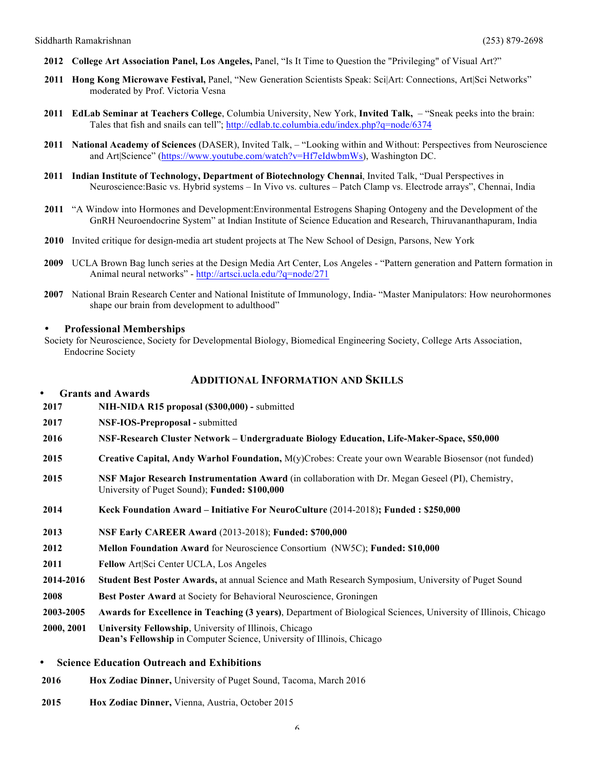**2012** **College Art Association Panel, Los Angeles,** Panel, "Is It Time to Question the "Privileging" of Visual Art?"

**2011** **Hong Kong Microwave Festival,** Panel, "New Generation Scientists Speak: Sci|Art: Connections, Art|Sci Networks" moderated by Prof. Victoria Vesna

**2011** **EdLab Seminar at Teachers College**, Columbia University, New York, **Invited Talk,** – "Sneak peeks into the brain: Tales that fish and snails can tell"; http://edlab.tc.columbia.edu/index.php?q=node/6374

**2011** **National Academy of Sciences** (DASER), Invited Talk, – "Looking within and Without: Perspectives from Neuroscience and Art|Science" (https://www.youtube.com/watch?v=Hf7eIdwbmWs), Washington DC.

**2011** **Indian Institute of Technology, Department of Biotechnology Chennai**, Invited Talk, "Dual Perspectives in Neuroscience:Basic vs. Hybrid systems – In Vivo vs. cultures – Patch Clamp vs. Electrode arrays", Chennai, India

**2011** "A Window into Hormones and Development:Environmental Estrogens Shaping Ontogeny and the Development of the GnRH Neuroendocrine System" at Indian Institute of Science Education and Research, Thiruvananthapuram, India

**2010** Invited critique for design-media art student projects at The New School of Design, Parsons, New York

**2009** UCLA Brown Bag lunch series at the Design Media Art Center, Los Angeles - "Pattern generation and Pattern formation in Animal neural networks" - http://artsci.ucla.edu/?q=node/271

**2007** National Brain Research Center and National Inistitute of Immunology, India- "Master Manipulators: How neurohormones shape our brain from development to adulthood"

- **Professional Memberships**

Society for Neuroscience, Society for Developmental Biology, Biomedical Engineering Society, College Arts Association, Endocrine Society

## ADDITIONAL INFORMATION AND SKILLS

- **Grants and Awards**

**2017** **NIH-NIDA R15 proposal ($300,000) -** submitted

**2017** **NSF-IOS-Preproposal -** submitted

**2016** **NSF-Research Cluster Network – Undergraduate Biology Education, Life-Maker-Space, $50,000**

**2015** **Creative Capital, Andy Warhol Foundation,** M(y)Crobes: Create your own Wearable Biosensor (not funded)

**2015** **NSF Major Research Instrumentation Award** (in collaboration with Dr. Megan Geseel (PI), Chemistry, University of Puget Sound); **Funded: $100,000**

**2014** **Keck Foundation Award – Initiative For NeuroCulture** (2014-2018)**; Funded : $250,000**

**2013** **NSF Early CAREER Award** (2013-2018); **Funded: $700,000**

**2012** **Mellon Foundation Award** for Neuroscience Consortium (NW5C); **Funded: $10,000**

**2011** **Fellow** Art|Sci Center UCLA, Los Angeles

**2014-2016** **Student Best Poster Awards,** at annual Science and Math Research Symposium, University of Puget Sound

**2008** **Best Poster Award** at Society for Behavioral Neuroscience, Groningen

**2003-2005** **Awards for Excellence in Teaching (3 years)**, Department of Biological Sciences, University of Illinois, Chicago

**2000, 2001** **University Fellowship**, University of Illinois, Chicago
**Dean's Fellowship** in Computer Science, University of Illinois, Chicago

- **Science Education Outreach and Exhibitions**

**2016** **Hox Zodiac Dinner,** University of Puget Sound, Tacoma, March 2016

**2015** **Hox Zodiac Dinner,** Vienna, Austria, October 2015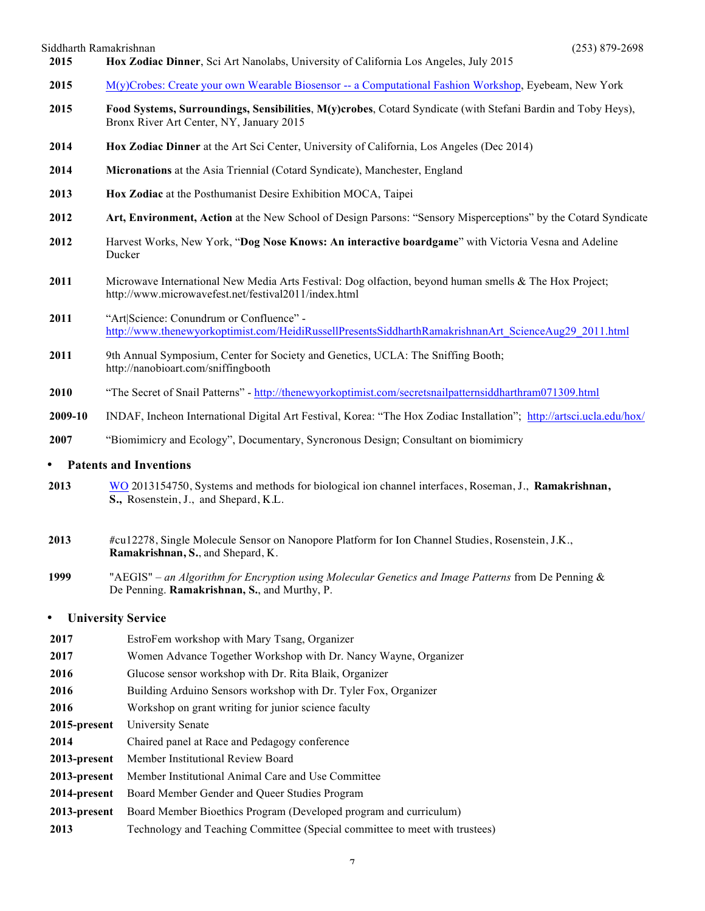**2015** **Hox Zodiac Dinner**, Sci Art Nanolabs, University of California Los Angeles, July 2015

**2015** M(y)Crobes: Create your own Wearable Biosensor -- a Computational Fashion Workshop, Eyebeam, New York

**2015** **Food Systems, Surroundings, Sensibilities**, **M(y)crobes**, Cotard Syndicate (with Stefani Bardin and Toby Heys), Bronx River Art Center, NY, January 2015

**2014** **Hox Zodiac Dinner** at the Art Sci Center, University of California, Los Angeles (Dec 2014)

**2014** **Micronations** at the Asia Triennial (Cotard Syndicate), Manchester, England

**2013** **Hox Zodiac** at the Posthumanist Desire Exhibition MOCA, Taipei

**2012** **Art, Environment, Action** at the New School of Design Parsons: "Sensory Misperceptions" by the Cotard Syndicate

**2012** Harvest Works, New York, "**Dog Nose Knows: An interactive boardgame**" with Victoria Vesna and Adeline Ducker

**2011** Microwave International New Media Arts Festival: Dog olfaction, beyond human smells & The Hox Project; http://www.microwavefest.net/festival2011/index.html

**2011** "Art|Science: Conundrum or Confluence" - http://www.thenewyorkoptimist.com/HeidiRussellPresentsSiddharthRamakrishnanArt_ScienceAug29_2011.html

**2011** 9th Annual Symposium, Center for Society and Genetics, UCLA: The Sniffing Booth; http://nanobioart.com/sniffingbooth

**2010** "The Secret of Snail Patterns" - http://thenewyorkoptimist.com/secretsnailpatternssiddharthram071309.html

**2009-10** INDAF, Incheon International Digital Art Festival, Korea: "The Hox Zodiac Installation"; http://artsci.ucla.edu/hox/

**2007** "Biomimicry and Ecology", Documentary, Syncronous Design; Consultant on biomimicry

- **Patents and Inventions**

**2013** WO 2013154750, Systems and methods for biological ion channel interfaces, Roseman, J., **Ramakrishnan, S.,** Rosenstein, J., and Shepard, K.L.

**2013** #cu12278, Single Molecule Sensor on Nanopore Platform for Ion Channel Studies, Rosenstein, J.K., **Ramakrishnan, S.**, and Shepard, K.

**1999** "AEGIS" – *an Algorithm for Encryption using Molecular Genetics and Image Patterns* from De Penning & De Penning. **Ramakrishnan, S.**, and Murthy, P.

- **University Service**

**2017** EstroFem workshop with Mary Tsang, Organizer
**2017** Women Advance Together Workshop with Dr. Nancy Wayne, Organizer
**2016** Glucose sensor workshop with Dr. Rita Blaik, Organizer
**2016** Building Arduino Sensors workshop with Dr. Tyler Fox, Organizer
**2016** Workshop on grant writing for junior science faculty
**2015-present** University Senate
**2014** Chaired panel at Race and Pedagogy conference
**2013-present** Member Institutional Review Board
**2013-present** Member Institutional Animal Care and Use Committee
**2014-present** Board Member Gender and Queer Studies Program
**2013-present** Board Member Bioethics Program (Developed program and curriculum)
**2013** Technology and Teaching Committee (Special committee to meet with trustees)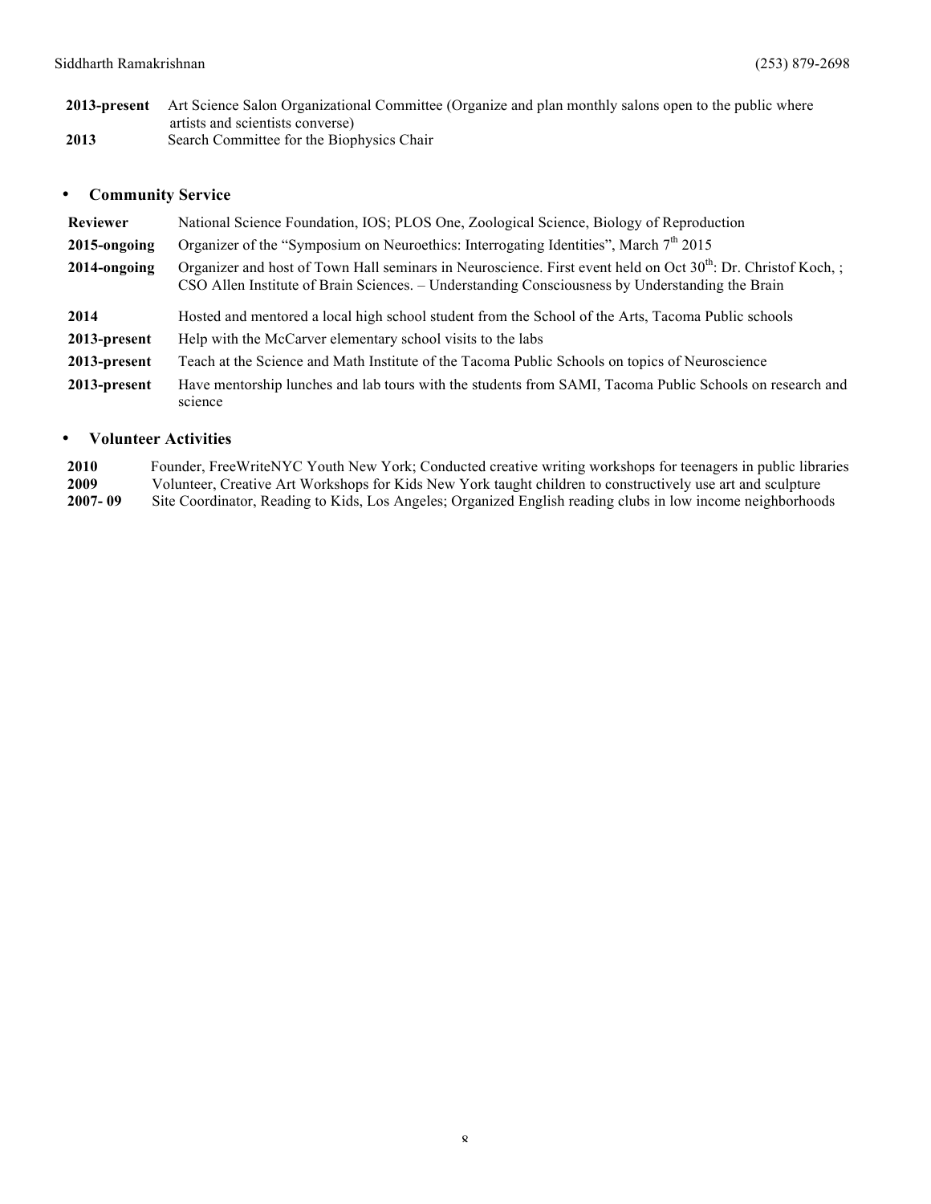| | |
|---|---|
| **2013-present** | Art Science Salon Organizational Committee (Organize and plan monthly salons open to the public where artists and scientists converse) |
| **2013** | Search Committee for the Biophysics Chair |

- **Community Service**

| | |
|---|---|
| **Reviewer** | National Science Foundation, IOS; PLOS One, Zoological Science, Biology of Reproduction |
| **2015-ongoing** | Organizer of the "Symposium on Neuroethics: Interrogating Identities", March 7th 2015 |
| **2014-ongoing** | Organizer and host of Town Hall seminars in Neuroscience. First event held on Oct 30th: Dr. Christof Koch, ; CSO Allen Institute of Brain Sciences. – Understanding Consciousness by Understanding the Brain |
| **2014** | Hosted and mentored a local high school student from the School of the Arts, Tacoma Public schools |
| **2013-present** | Help with the McCarver elementary school visits to the labs |
| **2013-present** | Teach at the Science and Math Institute of the Tacoma Public Schools on topics of Neuroscience |
| **2013-present** | Have mentorship lunches and lab tours with the students from SAMI, Tacoma Public Schools on research and science |

- **Volunteer Activities**

| | |
|---|---|
| **2010** | Founder, FreeWriteNYC Youth New York; Conducted creative writing workshops for teenagers in public libraries |
| **2009** | Volunteer, Creative Art Workshops for Kids New York taught children to constructively use art and sculpture |
| **2007- 09** | Site Coordinator, Reading to Kids, Los Angeles; Organized English reading clubs in low income neighborhoods |